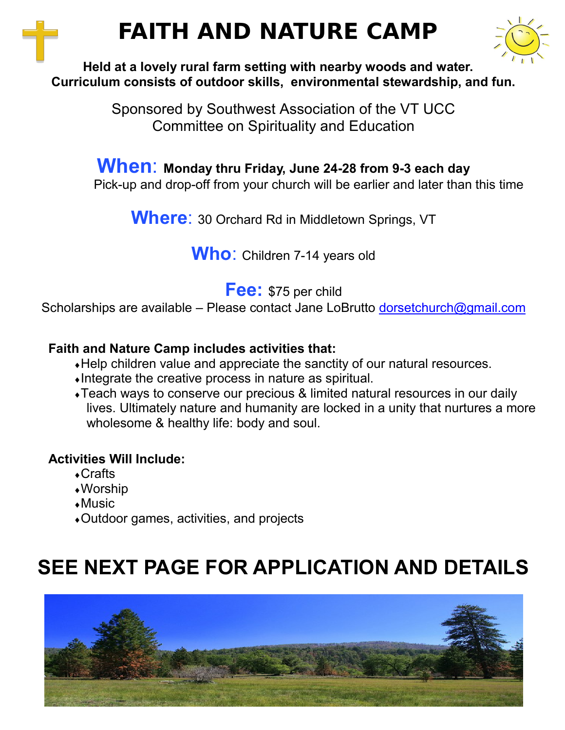# FAITH AND NATURE CAMP

**Held at a lovely rural farm setting with nearby woods and water.**
**Curriculum consists of outdoor skills, environmental stewardship, and fun.**

Sponsored by Southwest Association of the VT UCC
Committee on Spirituality and Education

**When**: **Monday thru Friday, June 24-28 from 9-3 each day**
Pick-up and drop-off from your church will be earlier and later than this time

**Where**: 30 Orchard Rd in Middletown Springs, VT

**Who**: Children 7-14 years old

**Fee:** $75 per child
Scholarships are available – Please contact Jane LoBrutto dorsetchurch@gmail.com

**Faith and Nature Camp includes activities that:**

- Help children value and appreciate the sanctity of our natural resources.
- Integrate the creative process in nature as spiritual.
- Teach ways to conserve our precious & limited natural resources in our daily lives. Ultimately nature and humanity are locked in a unity that nurtures a more wholesome & healthy life: body and soul.

**Activities Will Include:**

- Crafts
- Worship
- Music
- Outdoor games, activities, and projects

## SEE NEXT PAGE FOR APPLICATION AND DETAILS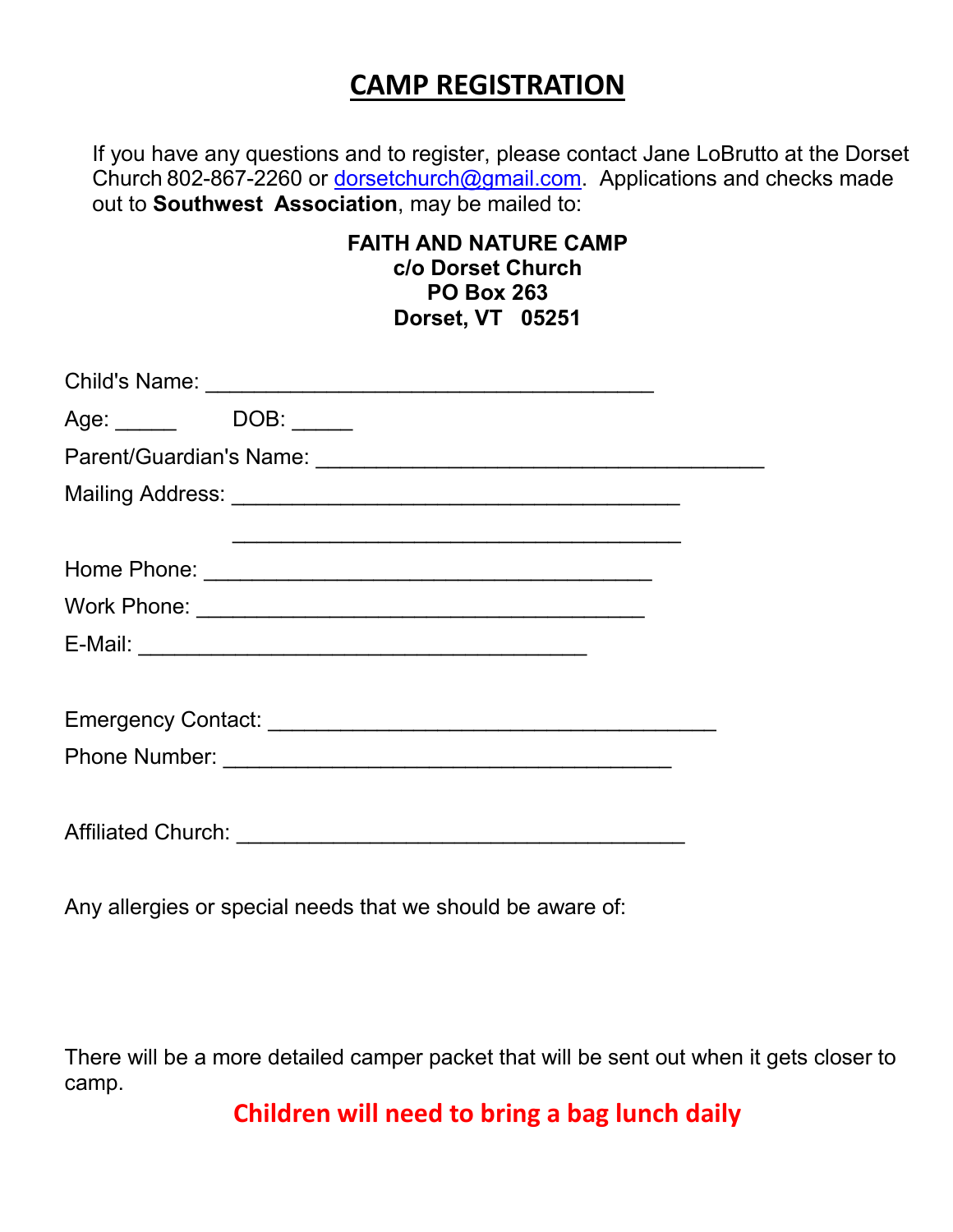# CAMP REGISTRATION

If you have any questions and to register, please contact Jane LoBrutto at the Dorset Church 802-867-2260 or dorsetchurch@gmail.com. Applications and checks made out to **Southwest Association**, may be mailed to:

**FAITH AND NATURE CAMP**
**c/o Dorset Church**
**PO Box 263**
**Dorset, VT 05251**

Child's Name: ______________________________________

Age: _____ DOB: _____

Parent/Guardian's Name: ______________________________________

Mailing Address: ______________________________________

______________________________________

Home Phone: ______________________________________

Work Phone: ______________________________________

E-Mail: ______________________________________

Emergency Contact: ______________________________________

Phone Number: ______________________________________

Affiliated Church: ______________________________________

Any allergies or special needs that we should be aware of:

There will be a more detailed camper packet that will be sent out when it gets closer to camp.

**Children will need to bring a bag lunch daily**